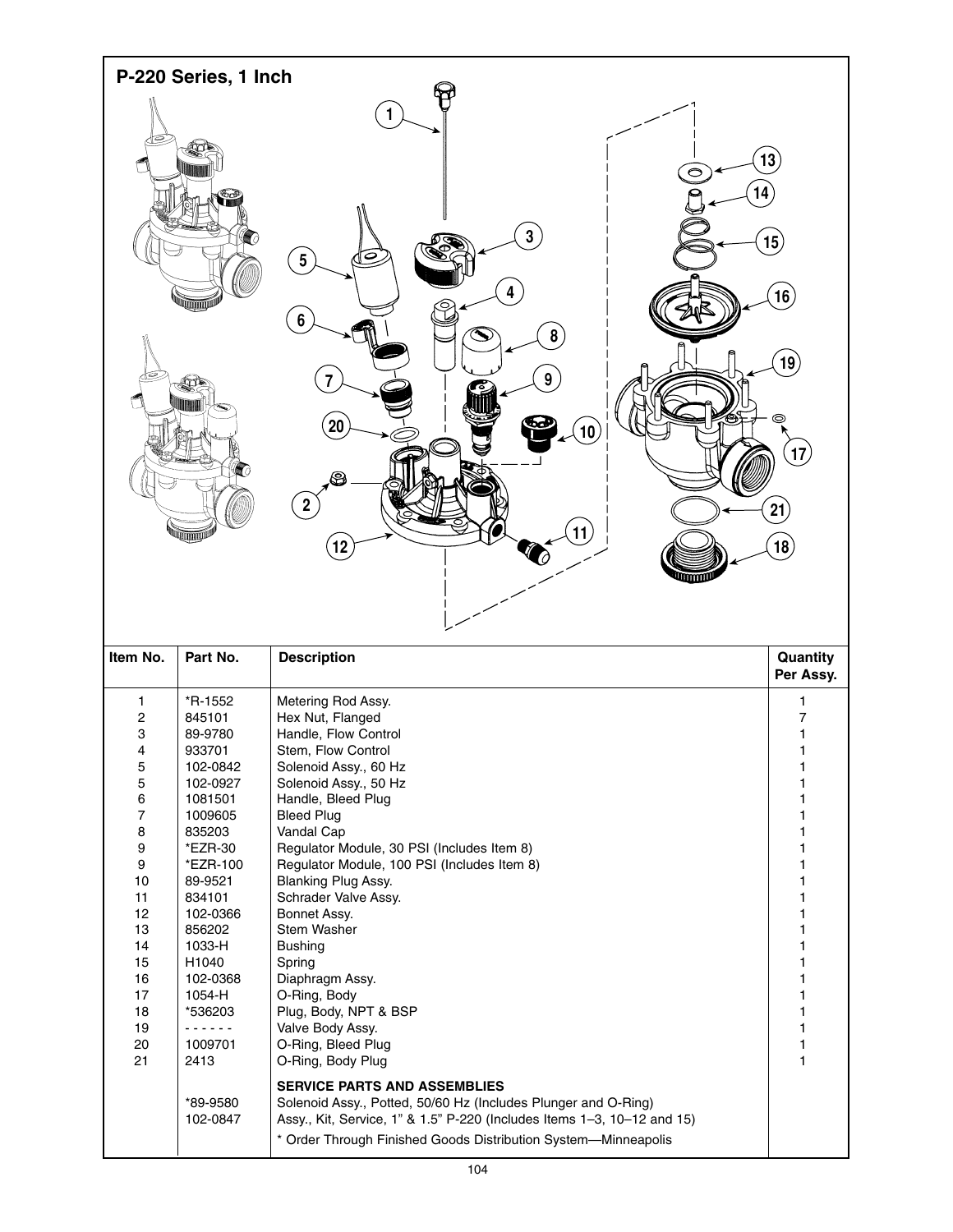## P-220 Series, 1 Inch

| Item No. | Part No. | Description | Quantity Per Assy. |
|---|---|---|---|
| 1 | *R-1552 | Metering Rod Assy. | 1 |
| 2 | 845101 | Hex Nut, Flanged | 7 |
| 3 | 89-9780 | Handle, Flow Control | 1 |
| 4 | 933701 | Stem, Flow Control | 1 |
| 5 | 102-0842 | Solenoid Assy., 60 Hz | 1 |
| 5 | 102-0927 | Solenoid Assy., 50 Hz | 1 |
| 6 | 1081501 | Handle, Bleed Plug | 1 |
| 7 | 1009605 | Bleed Plug | 1 |
| 8 | 835203 | Vandal Cap | 1 |
| 9 | *EZR-30 | Regulator Module, 30 PSI (Includes Item 8) | 1 |
| 9 | *EZR-100 | Regulator Module, 100 PSI (Includes Item 8) | 1 |
| 10 | 89-9521 | Blanking Plug Assy. | 1 |
| 11 | 834101 | Schrader Valve Assy. | 1 |
| 12 | 102-0366 | Bonnet Assy. | 1 |
| 13 | 856202 | Stem Washer | 1 |
| 14 | 1033-H | Bushing | 1 |
| 15 | H1040 | Spring | 1 |
| 16 | 102-0368 | Diaphragm Assy. | 1 |
| 17 | 1054-H | O-Ring, Body | 1 |
| 18 | *536203 | Plug, Body, NPT & BSP | 1 |
| 19 | - - - - - - | Valve Body Assy. | 1 |
| 20 | 1009701 | O-Ring, Bleed Plug | 1 |
| 21 | 2413 | O-Ring, Body Plug | 1 |
| | | **SERVICE PARTS AND ASSEMBLIES** | |
| | *89-9580 | Solenoid Assy., Potted, 50/60 Hz (Includes Plunger and O-Ring) | |
| | 102-0847 | Assy., Kit, Service, 1” & 1.5” P-220 (Includes Items 1–3, 10–12 and 15) | |
| | | * Order Through Finished Goods Distribution System—Minneapolis | |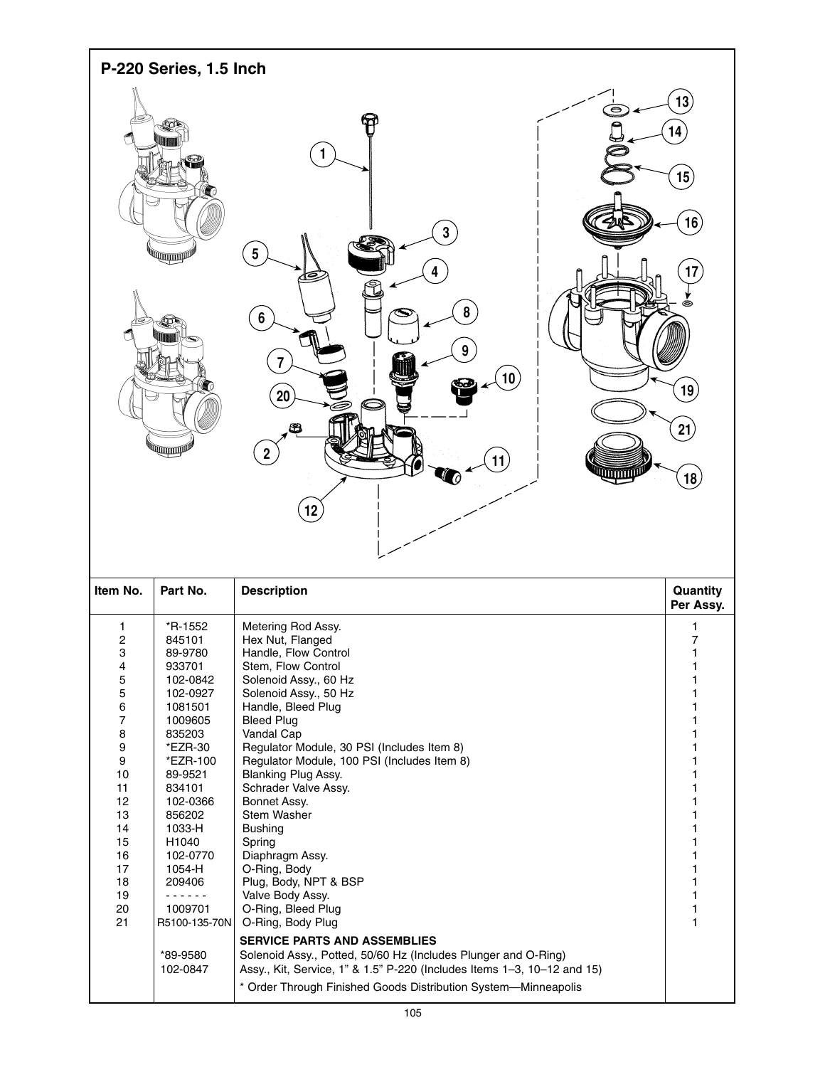## P-220 Series, 1.5 Inch

| Item No. | Part No. | Description | Quantity Per Assy. |
|---|---|---|---|
| 1 | *R-1552 | Metering Rod Assy. | 1 |
| 2 | 845101 | Hex Nut, Flanged | 7 |
| 3 | 89-9780 | Handle, Flow Control | 1 |
| 4 | 933701 | Stem, Flow Control | 1 |
| 5 | 102-0842 | Solenoid Assy., 60 Hz | 1 |
| 5 | 102-0927 | Solenoid Assy., 50 Hz | 1 |
| 6 | 1081501 | Handle, Bleed Plug | 1 |
| 7 | 1009605 | Bleed Plug | 1 |
| 8 | 835203 | Vandal Cap | 1 |
| 9 | *EZR-30 | Regulator Module, 30 PSI (Includes Item 8) | 1 |
| 9 | *EZR-100 | Regulator Module, 100 PSI (Includes Item 8) | 1 |
| 10 | 89-9521 | Blanking Plug Assy. | 1 |
| 11 | 834101 | Schrader Valve Assy. | 1 |
| 12 | 102-0366 | Bonnet Assy. | 1 |
| 13 | 856202 | Stem Washer | 1 |
| 14 | 1033-H | Bushing | 1 |
| 15 | H1040 | Spring | 1 |
| 16 | 102-0770 | Diaphragm Assy. | 1 |
| 17 | 1054-H | O-Ring, Body | 1 |
| 18 | 209406 | Plug, Body, NPT & BSP | 1 |
| 19 | - - - - - - | Valve Body Assy. | 1 |
| 20 | 1009701 | O-Ring, Bleed Plug | 1 |
| 21 | R5100-135-70N | O-Ring, Body Plug | 1 |
| | | **SERVICE PARTS AND ASSEMBLIES** | |
| | *89-9580 | Solenoid Assy., Potted, 50/60 Hz (Includes Plunger and O-Ring) | |
| | 102-0847 | Assy., Kit, Service, 1” & 1.5” P-220 (Includes Items 1–3, 10–12 and 15) | |
| | | * Order Through Finished Goods Distribution System—Minneapolis | |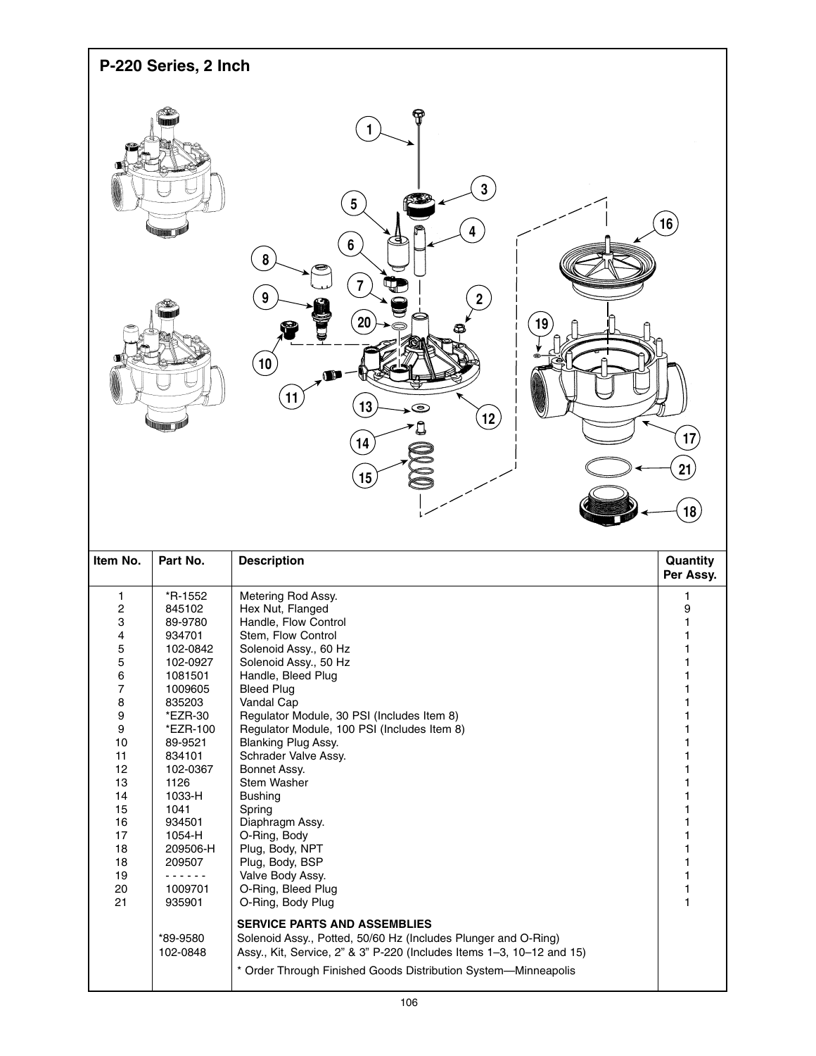## P-220 Series, 2 Inch

| Item No. | Part No. | Description | Quantity Per Assy. |
|---|---|---|---|
| 1 | *R-1552 | Metering Rod Assy. | 1 |
| 2 | 845102 | Hex Nut, Flanged | 9 |
| 3 | 89-9780 | Handle, Flow Control | 1 |
| 4 | 934701 | Stem, Flow Control | 1 |
| 5 | 102-0842 | Solenoid Assy., 60 Hz | 1 |
| 5 | 102-0927 | Solenoid Assy., 50 Hz | 1 |
| 6 | 1081501 | Handle, Bleed Plug | 1 |
| 7 | 1009605 | Bleed Plug | 1 |
| 8 | 835203 | Vandal Cap | 1 |
| 9 | *EZR-30 | Regulator Module, 30 PSI (Includes Item 8) | 1 |
| 9 | *EZR-100 | Regulator Module, 100 PSI (Includes Item 8) | 1 |
| 10 | 89-9521 | Blanking Plug Assy. | 1 |
| 11 | 834101 | Schrader Valve Assy. | 1 |
| 12 | 102-0367 | Bonnet Assy. | 1 |
| 13 | 1126 | Stem Washer | 1 |
| 14 | 1033-H | Bushing | 1 |
| 15 | 1041 | Spring | 1 |
| 16 | 934501 | Diaphragm Assy. | 1 |
| 17 | 1054-H | O-Ring, Body | 1 |
| 18 | 209506-H | Plug, Body, NPT | 1 |
| 18 | 209507 | Plug, Body, BSP | 1 |
| 19 | ------ | Valve Body Assy. | 1 |
| 20 | 1009701 | O-Ring, Bleed Plug | 1 |
| 21 | 935901 | O-Ring, Body Plug | 1 |
| | | **SERVICE PARTS AND ASSEMBLIES** | |
| | *89-9580 | Solenoid Assy., Potted, 50/60 Hz (Includes Plunger and O-Ring) | |
| | 102-0848 | Assy., Kit, Service, 2" & 3" P-220 (Includes Items 1–3, 10–12 and 15) | |
| | | * Order Through Finished Goods Distribution System—Minneapolis | |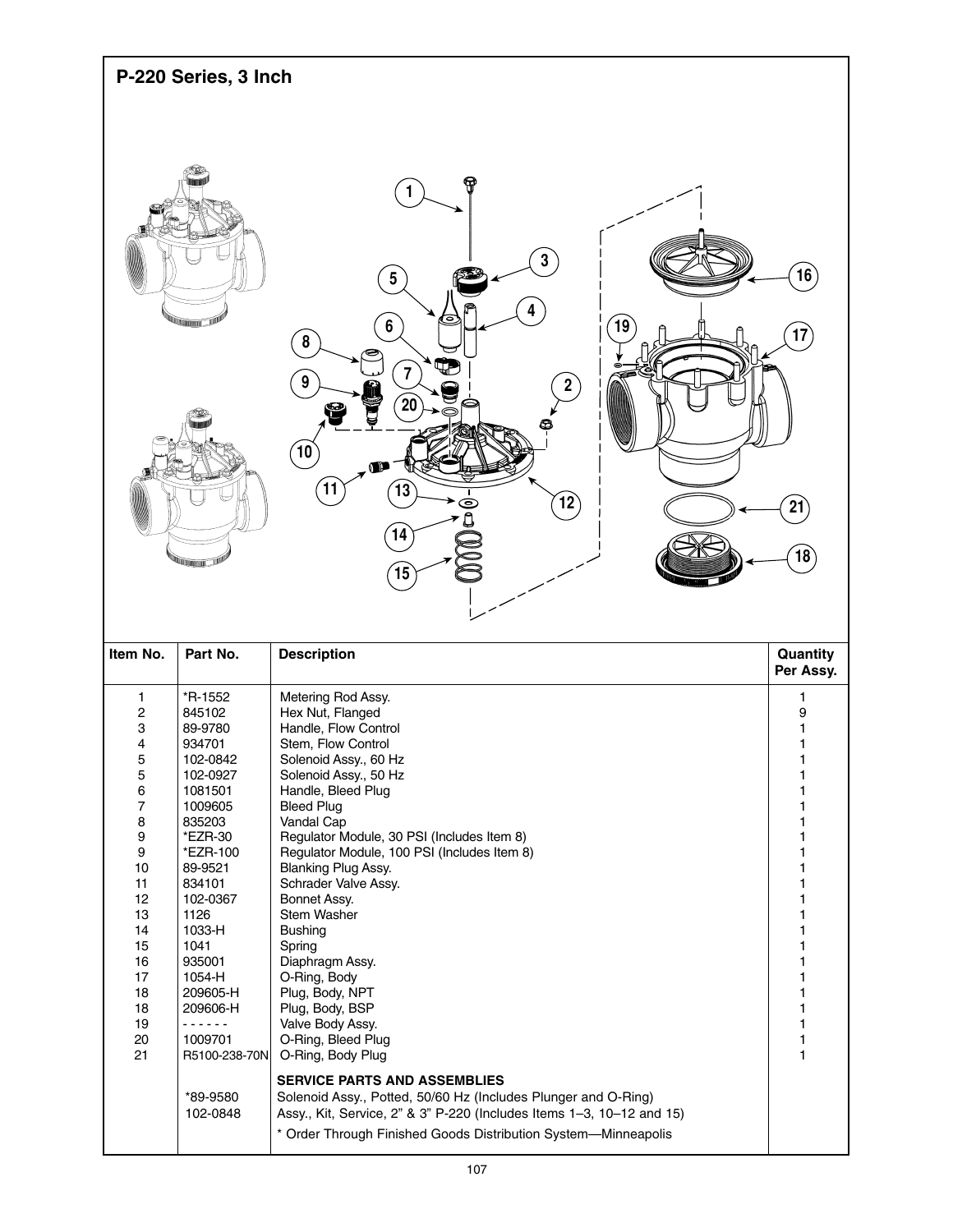## P-220 Series, 3 Inch

| Item No. | Part No. | Description | Quantity Per Assy. |
|---|---|---|---|
| 1 | *R-1552 | Metering Rod Assy. | 1 |
| 2 | 845102 | Hex Nut, Flanged | 9 |
| 3 | 89-9780 | Handle, Flow Control | 1 |
| 4 | 934701 | Stem, Flow Control | 1 |
| 5 | 102-0842 | Solenoid Assy., 60 Hz | 1 |
| 5 | 102-0927 | Solenoid Assy., 50 Hz | 1 |
| 6 | 1081501 | Handle, Bleed Plug | 1 |
| 7 | 1009605 | Bleed Plug | 1 |
| 8 | 835203 | Vandal Cap | 1 |
| 9 | *EZR-30 | Regulator Module, 30 PSI (Includes Item 8) | 1 |
| 9 | *EZR-100 | Regulator Module, 100 PSI (Includes Item 8) | 1 |
| 10 | 89-9521 | Blanking Plug Assy. | 1 |
| 11 | 834101 | Schrader Valve Assy. | 1 |
| 12 | 102-0367 | Bonnet Assy. | 1 |
| 13 | 1126 | Stem Washer | 1 |
| 14 | 1033-H | Bushing | 1 |
| 15 | 1041 | Spring | 1 |
| 16 | 935001 | Diaphragm Assy. | 1 |
| 17 | 1054-H | O-Ring, Body | 1 |
| 18 | 209605-H | Plug, Body, NPT | 1 |
| 18 | 209606-H | Plug, Body, BSP | 1 |
| 19 | - - - - - - | Valve Body Assy. | 1 |
| 20 | 1009701 | O-Ring, Bleed Plug | 1 |
| 21 | R5100-238-70N | O-Ring, Body Plug | 1 |
| | | **SERVICE PARTS AND ASSEMBLIES** | |
| | *89-9580 | Solenoid Assy., Potted, 50/60 Hz (Includes Plunger and O-Ring) | |
| | 102-0848 | Assy., Kit, Service, 2" & 3" P-220 (Includes Items 1–3, 10–12 and 15) | |
| | | * Order Through Finished Goods Distribution System—Minneapolis | |